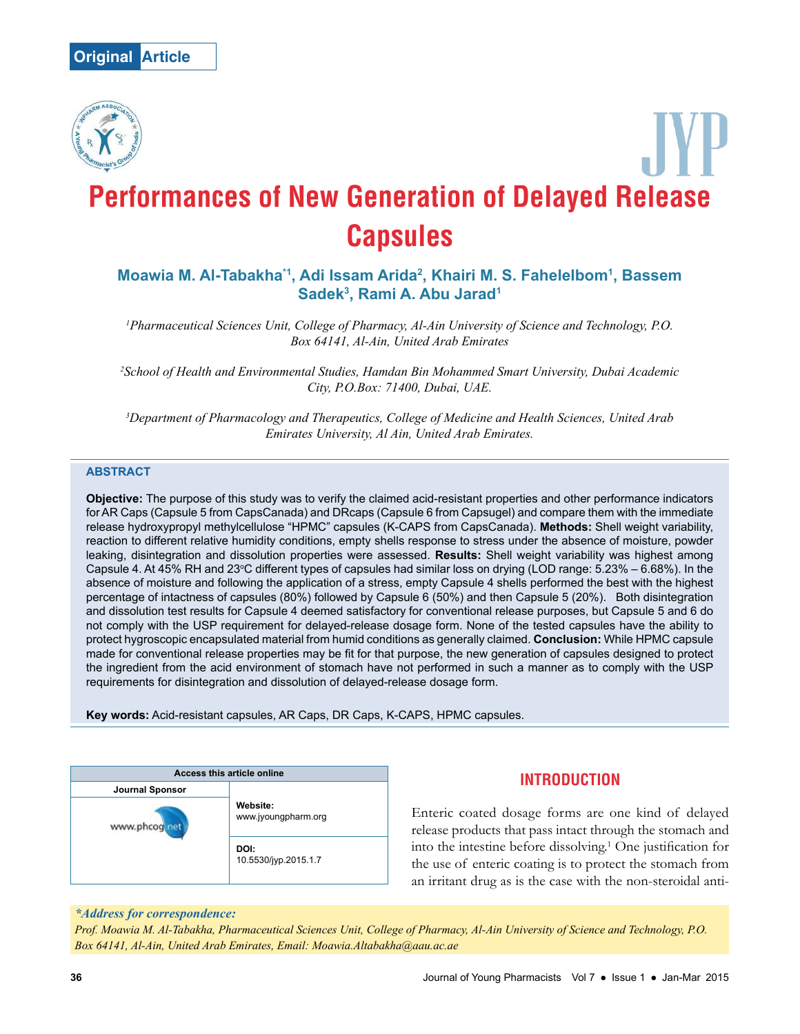Original Article

# Performances of New Generation of Delayed Release Capsules

**Moawia M. Al-Tabakha[*1], Adi Issam Arida[2], Khairi M. S. Fahelelbom[1], Bassem Sadek[3], Rami A. Abu Jarad[1]**

*[1]Pharmaceutical Sciences Unit, College of Pharmacy, Al-Ain University of Science and Technology, P.O. Box 64141, Al-Ain, United Arab Emirates*

*[2]School of Health and Environmental Studies, Hamdan Bin Mohammed Smart University, Dubai Academic City, P.O.Box: 71400, Dubai, UAE.*

*[3]Department of Pharmacology and Therapeutics, College of Medicine and Health Sciences, United Arab Emirates University, Al Ain, United Arab Emirates.*

## ABSTRACT

**Objective:** The purpose of this study was to verify the claimed acid-resistant properties and other performance indicators for AR Caps (Capsule 5 from CapsCanada) and DRcaps (Capsule 6 from Capsugel) and compare them with the immediate release hydroxypropyl methylcellulose "HPMC" capsules (K-CAPS from CapsCanada). **Methods:** Shell weight variability, reaction to different relative humidity conditions, empty shells response to stress under the absence of moisture, powder leaking, disintegration and dissolution properties were assessed. **Results:** Shell weight variability was highest among Capsule 4. At 45% RH and 23°C different types of capsules had similar loss on drying (LOD range: 5.23% – 6.68%). In the absence of moisture and following the application of a stress, empty Capsule 4 shells performed the best with the highest percentage of intactness of capsules (80%) followed by Capsule 6 (50%) and then Capsule 5 (20%). Both disintegration and dissolution test results for Capsule 4 deemed satisfactory for conventional release purposes, but Capsule 5 and 6 do not comply with the USP requirement for delayed-release dosage form. None of the tested capsules have the ability to protect hygroscopic encapsulated material from humid conditions as generally claimed. **Conclusion:** While HPMC capsule made for conventional release properties may be fit for that purpose, the new generation of capsules designed to protect the ingredient from the acid environment of stomach have not performed in such a manner as to comply with the USP requirements for disintegration and dissolution of delayed-release dosage form.

**Key words:** Acid-resistant capsules, AR Caps, DR Caps, K-CAPS, HPMC capsules.

| Access this article online | |
|---|---|
| Journal Sponsor | **Website:** www.jyoungpharm.org |
| www.phcog.net | **DOI:** 10.5530/jyp.2015.1.7 |

## INTRODUCTION

Enteric coated dosage forms are one kind of delayed release products that pass intact through the stomach and into the intestine before dissolving.[1] One justification for the use of enteric coating is to protect the stomach from an irritant drug as is the case with the non-steroidal anti-

***Address for correspondence:***
*Prof. Moawia M. Al-Tabakha, Pharmaceutical Sciences Unit, College of Pharmacy, Al-Ain University of Science and Technology, P.O. Box 64141, Al-Ain, United Arab Emirates, Email: Moawia.Altabakha@aau.ac.ae*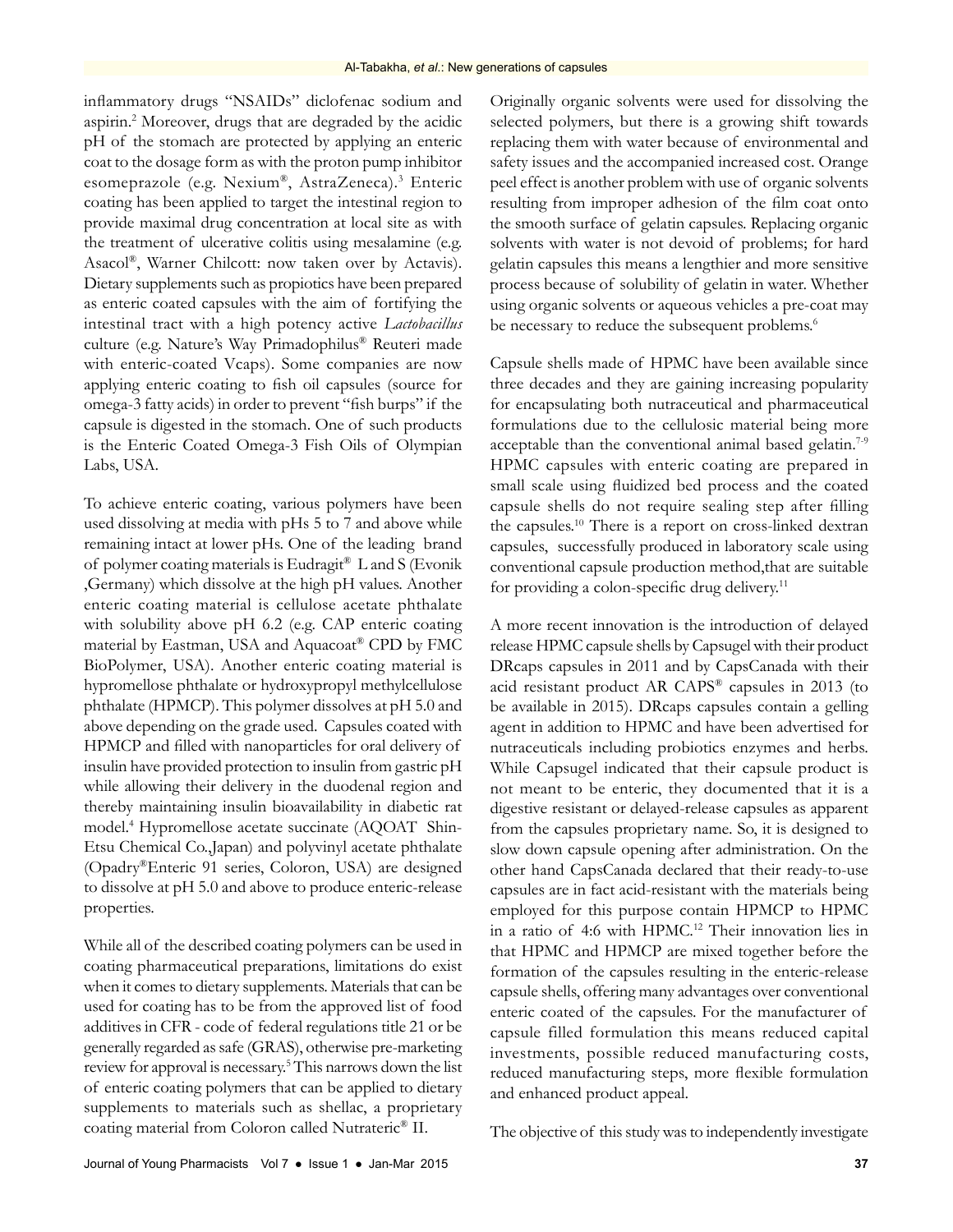inflammatory drugs "NSAIDs" diclofenac sodium and aspirin.[2] Moreover, drugs that are degraded by the acidic pH of the stomach are protected by applying an enteric coat to the dosage form as with the proton pump inhibitor esomeprazole (e.g. Nexium®, AstraZeneca).[3] Enteric coating has been applied to target the intestinal region to provide maximal drug concentration at local site as with the treatment of ulcerative colitis using mesalamine (e.g. Asacol®, Warner Chilcott: now taken over by Actavis). Dietary supplements such as propiotics have been prepared as enteric coated capsules with the aim of fortifying the intestinal tract with a high potency active *Lactobacillus* culture (e.g. Nature's Way Primadophilus® Reuteri made with enteric-coated Vcaps). Some companies are now applying enteric coating to fish oil capsules (source for omega-3 fatty acids) in order to prevent "fish burps" if the capsule is digested in the stomach. One of such products is the Enteric Coated Omega-3 Fish Oils of Olympian Labs, USA.

To achieve enteric coating, various polymers have been used dissolving at media with pHs 5 to 7 and above while remaining intact at lower pHs. One of the leading brand of polymer coating materials is Eudragit® L and S (Evonik ,Germany) which dissolve at the high pH values. Another enteric coating material is cellulose acetate phthalate with solubility above pH 6.2 (e.g. CAP enteric coating material by Eastman, USA and Aquacoat® CPD by FMC BioPolymer, USA). Another enteric coating material is hypromellose phthalate or hydroxypropyl methylcellulose phthalate (HPMCP). This polymer dissolves at pH 5.0 and above depending on the grade used. Capsules coated with HPMCP and filled with nanoparticles for oral delivery of insulin have provided protection to insulin from gastric pH while allowing their delivery in the duodenal region and thereby maintaining insulin bioavailability in diabetic rat model.[4] Hypromellose acetate succinate (AQOAT Shin-Etsu Chemical Co.,Japan) and polyvinyl acetate phthalate (Opadry®Enteric 91 series, Coloron, USA) are designed to dissolve at pH 5.0 and above to produce enteric-release properties.

While all of the described coating polymers can be used in coating pharmaceutical preparations, limitations do exist when it comes to dietary supplements. Materials that can be used for coating has to be from the approved list of food additives in CFR - code of federal regulations title 21 or be generally regarded as safe (GRAS), otherwise pre-marketing review for approval is necessary.[5] This narrows down the list of enteric coating polymers that can be applied to dietary supplements to materials such as shellac, a proprietary coating material from Coloron called Nutrateric® II.

Originally organic solvents were used for dissolving the selected polymers, but there is a growing shift towards replacing them with water because of environmental and safety issues and the accompanied increased cost. Orange peel effect is another problem with use of organic solvents resulting from improper adhesion of the film coat onto the smooth surface of gelatin capsules. Replacing organic solvents with water is not devoid of problems; for hard gelatin capsules this means a lengthier and more sensitive process because of solubility of gelatin in water. Whether using organic solvents or aqueous vehicles a pre-coat may be necessary to reduce the subsequent problems.[6]

Capsule shells made of HPMC have been available since three decades and they are gaining increasing popularity for encapsulating both nutraceutical and pharmaceutical formulations due to the cellulosic material being more acceptable than the conventional animal based gelatin.[7-9] HPMC capsules with enteric coating are prepared in small scale using fluidized bed process and the coated capsule shells do not require sealing step after filling the capsules.[10] There is a report on cross-linked dextran capsules, successfully produced in laboratory scale using conventional capsule production method,that are suitable for providing a colon-specific drug delivery.[11]

A more recent innovation is the introduction of delayed release HPMC capsule shells by Capsugel with their product DRcaps capsules in 2011 and by CapsCanada with their acid resistant product AR CAPS® capsules in 2013 (to be available in 2015). DRcaps capsules contain a gelling agent in addition to HPMC and have been advertised for nutraceuticals including probiotics enzymes and herbs. While Capsugel indicated that their capsule product is not meant to be enteric, they documented that it is a digestive resistant or delayed-release capsules as apparent from the capsules proprietary name. So, it is designed to slow down capsule opening after administration. On the other hand CapsCanada declared that their ready-to-use capsules are in fact acid-resistant with the materials being employed for this purpose contain HPMCP to HPMC in a ratio of 4:6 with HPMC.[12] Their innovation lies in that HPMC and HPMCP are mixed together before the formation of the capsules resulting in the enteric-release capsule shells, offering many advantages over conventional enteric coated of the capsules. For the manufacturer of capsule filled formulation this means reduced capital investments, possible reduced manufacturing costs, reduced manufacturing steps, more flexible formulation and enhanced product appeal.

The objective of this study was to independently investigate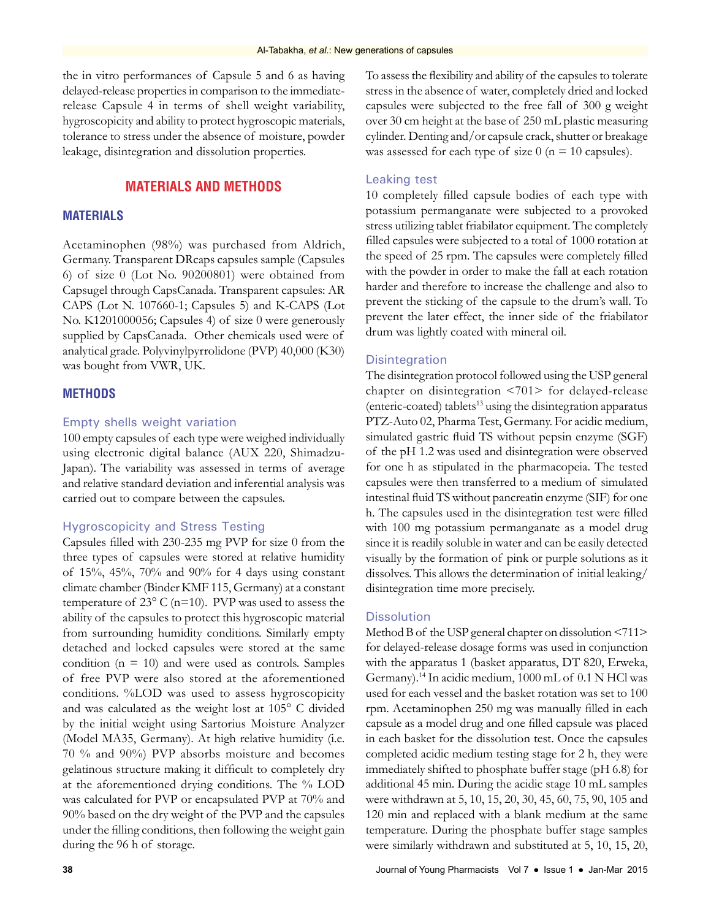the in vitro performances of Capsule 5 and 6 as having delayed-release properties in comparison to the immediate-release Capsule 4 in terms of shell weight variability, hygroscopicity and ability to protect hygroscopic materials, tolerance to stress under the absence of moisture, powder leakage, disintegration and dissolution properties.

## MATERIALS AND METHODS

### MATERIALS

Acetaminophen (98%) was purchased from Aldrich, Germany. Transparent DRcaps capsules sample (Capsules 6) of size 0 (Lot No. 90200801) were obtained from Capsugel through CapsCanada. Transparent capsules: AR CAPS (Lot N. 107660-1; Capsules 5) and K-CAPS (Lot No. K1201000056; Capsules 4) of size 0 were generously supplied by CapsCanada. Other chemicals used were of analytical grade. Polyvinylpyrrolidone (PVP) 40,000 (K30) was bought from VWR, UK.

### METHODS

#### Empty shells weight variation

100 empty capsules of each type were weighed individually using electronic digital balance (AUX 220, Shimadzu-Japan). The variability was assessed in terms of average and relative standard deviation and inferential analysis was carried out to compare between the capsules.

#### Hygroscopicity and Stress Testing

Capsules filled with 230-235 mg PVP for size 0 from the three types of capsules were stored at relative humidity of 15%, 45%, 70% and 90% for 4 days using constant climate chamber (Binder KMF 115, Germany) at a constant temperature of 23° C (n=10). PVP was used to assess the ability of the capsules to protect this hygroscopic material from surrounding humidity conditions. Similarly empty detached and locked capsules were stored at the same condition (n = 10) and were used as controls. Samples of free PVP were also stored at the aforementioned conditions. %LOD was used to assess hygroscopicity and was calculated as the weight lost at 105° C divided by the initial weight using Sartorius Moisture Analyzer (Model MA35, Germany). At high relative humidity (i.e. 70 % and 90%) PVP absorbs moisture and becomes gelatinous structure making it difficult to completely dry at the aforementioned drying conditions. The % LOD was calculated for PVP or encapsulated PVP at 70% and 90% based on the dry weight of the PVP and the capsules under the filling conditions, then following the weight gain during the 96 h of storage.

To assess the flexibility and ability of the capsules to tolerate stress in the absence of water, completely dried and locked capsules were subjected to the free fall of 300 g weight over 30 cm height at the base of 250 mL plastic measuring cylinder. Denting and/or capsule crack, shutter or breakage was assessed for each type of size 0 (n = 10 capsules).

#### Leaking test

10 completely filled capsule bodies of each type with potassium permanganate were subjected to a provoked stress utilizing tablet friabilator equipment. The completely filled capsules were subjected to a total of 1000 rotation at the speed of 25 rpm. The capsules were completely filled with the powder in order to make the fall at each rotation harder and therefore to increase the challenge and also to prevent the sticking of the capsule to the drum's wall. To prevent the later effect, the inner side of the friabilator drum was lightly coated with mineral oil.

#### Disintegration

The disintegration protocol followed using the USP general chapter on disintegration <701> for delayed-release (enteric-coated) tablets[13] using the disintegration apparatus PTZ-Auto 02, Pharma Test, Germany. For acidic medium, simulated gastric fluid TS without pepsin enzyme (SGF) of the pH 1.2 was used and disintegration were observed for one h as stipulated in the pharmacopeia. The tested capsules were then transferred to a medium of simulated intestinal fluid TS without pancreatin enzyme (SIF) for one h. The capsules used in the disintegration test were filled with 100 mg potassium permanganate as a model drug since it is readily soluble in water and can be easily detected visually by the formation of pink or purple solutions as it dissolves. This allows the determination of initial leaking/disintegration time more precisely.

#### Dissolution

Method B of the USP general chapter on dissolution <711> for delayed-release dosage forms was used in conjunction with the apparatus 1 (basket apparatus, DT 820, Erweka, Germany).[14] In acidic medium, 1000 mL of 0.1 N HCl was used for each vessel and the basket rotation was set to 100 rpm. Acetaminophen 250 mg was manually filled in each capsule as a model drug and one filled capsule was placed in each basket for the dissolution test. Once the capsules completed acidic medium testing stage for 2 h, they were immediately shifted to phosphate buffer stage (pH 6.8) for additional 45 min. During the acidic stage 10 mL samples were withdrawn at 5, 10, 15, 20, 30, 45, 60, 75, 90, 105 and 120 min and replaced with a blank medium at the same temperature. During the phosphate buffer stage samples were similarly withdrawn and substituted at 5, 10, 15, 20,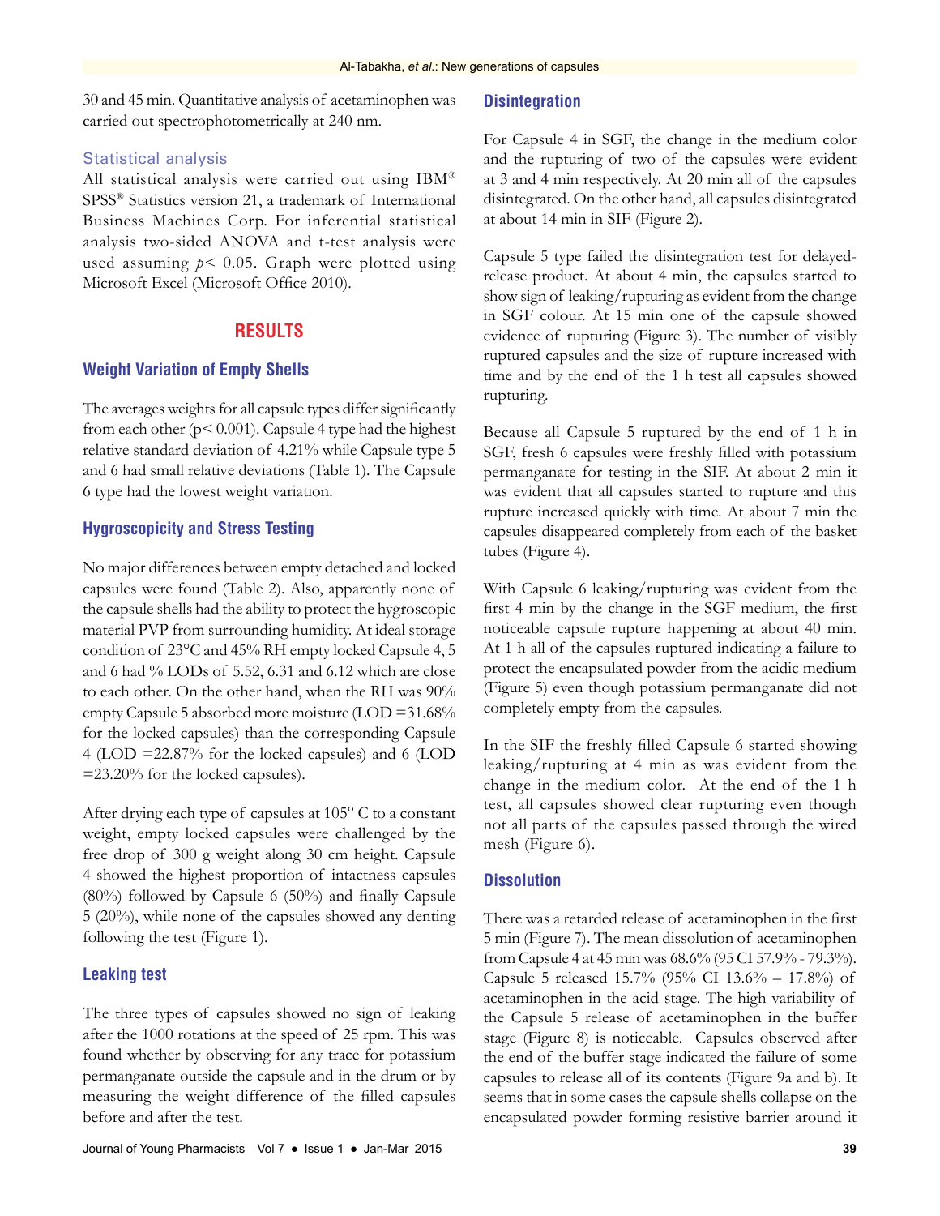30 and 45 min. Quantitative analysis of acetaminophen was carried out spectrophotometrically at 240 nm.

### Statistical analysis

All statistical analysis were carried out using IBM® SPSS® Statistics version 21, a trademark of International Business Machines Corp. For inferential statistical analysis two-sided ANOVA and t-test analysis were used assuming $p < 0.05$. Graph were plotted using Microsoft Excel (Microsoft Office 2010).

## RESULTS

### Weight Variation of Empty Shells

The averages weights for all capsule types differ significantly from each other ($p < 0.001$). Capsule 4 type had the highest relative standard deviation of 4.21% while Capsule type 5 and 6 had small relative deviations (Table 1). The Capsule 6 type had the lowest weight variation.

### Hygroscopicity and Stress Testing

No major differences between empty detached and locked capsules were found (Table 2). Also, apparently none of the capsule shells had the ability to protect the hygroscopic material PVP from surrounding humidity. At ideal storage condition of 23°C and 45% RH empty locked Capsule 4, 5 and 6 had % LODs of 5.52, 6.31 and 6.12 which are close to each other. On the other hand, when the RH was 90% empty Capsule 5 absorbed more moisture (LOD =31.68% for the locked capsules) than the corresponding Capsule 4 (LOD =22.87% for the locked capsules) and 6 (LOD =23.20% for the locked capsules).

After drying each type of capsules at 105° C to a constant weight, empty locked capsules were challenged by the free drop of 300 g weight along 30 cm height. Capsule 4 showed the highest proportion of intactness capsules (80%) followed by Capsule 6 (50%) and finally Capsule 5 (20%), while none of the capsules showed any denting following the test (Figure 1).

### Leaking test

The three types of capsules showed no sign of leaking after the 1000 rotations at the speed of 25 rpm. This was found whether by observing for any trace for potassium permanganate outside the capsule and in the drum or by measuring the weight difference of the filled capsules before and after the test.

### Disintegration

For Capsule 4 in SGF, the change in the medium color and the rupturing of two of the capsules were evident at 3 and 4 min respectively. At 20 min all of the capsules disintegrated. On the other hand, all capsules disintegrated at about 14 min in SIF (Figure 2).

Capsule 5 type failed the disintegration test for delayed-release product. At about 4 min, the capsules started to show sign of leaking/rupturing as evident from the change in SGF colour. At 15 min one of the capsule showed evidence of rupturing (Figure 3). The number of visibly ruptured capsules and the size of rupture increased with time and by the end of the 1 h test all capsules showed rupturing.

Because all Capsule 5 ruptured by the end of 1 h in SGF, fresh 6 capsules were freshly filled with potassium permanganate for testing in the SIF. At about 2 min it was evident that all capsules started to rupture and this rupture increased quickly with time. At about 7 min the capsules disappeared completely from each of the basket tubes (Figure 4).

With Capsule 6 leaking/rupturing was evident from the first 4 min by the change in the SGF medium, the first noticeable capsule rupture happening at about 40 min. At 1 h all of the capsules ruptured indicating a failure to protect the encapsulated powder from the acidic medium (Figure 5) even though potassium permanganate did not completely empty from the capsules.

In the SIF the freshly filled Capsule 6 started showing leaking/rupturing at 4 min as was evident from the change in the medium color. At the end of the 1 h test, all capsules showed clear rupturing even though not all parts of the capsules passed through the wired mesh (Figure 6).

### Dissolution

There was a retarded release of acetaminophen in the first 5 min (Figure 7). The mean dissolution of acetaminophen from Capsule 4 at 45 min was 68.6% (95 CI 57.9% - 79.3%). Capsule 5 released 15.7% (95% CI 13.6% – 17.8%) of acetaminophen in the acid stage. The high variability of the Capsule 5 release of acetaminophen in the buffer stage (Figure 8) is noticeable. Capsules observed after the end of the buffer stage indicated the failure of some capsules to release all of its contents (Figure 9a and b). It seems that in some cases the capsule shells collapse on the encapsulated powder forming resistive barrier around it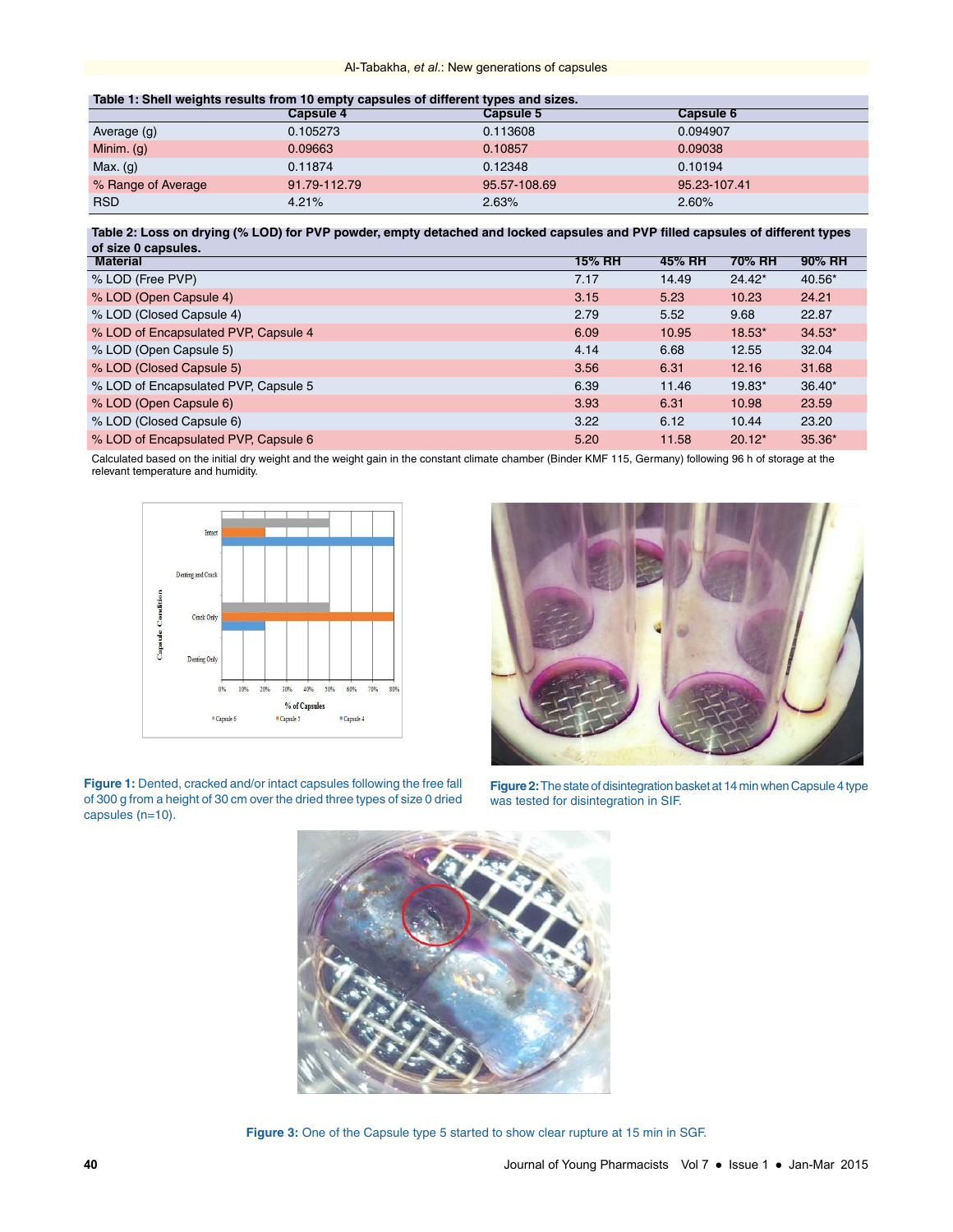**Table 1: Shell weights results from 10 empty capsules of different types and sizes.**

| | Capsule 4 | Capsule 5 | Capsule 6 |
|---|---|---|---|
| Average (g) | 0.105273 | 0.113608 | 0.094907 |
| Minim. (g) | 0.09663 | 0.10857 | 0.09038 |
| Max. (g) | 0.11874 | 0.12348 | 0.10194 |
| % Range of Average | 91.79-112.79 | 95.57-108.69 | 95.23-107.41 |
| RSD | 4.21% | 2.63% | 2.60% |

**Table 2: Loss on drying (% LOD) for PVP powder, empty detached and locked capsules and PVP filled capsules of different types of size 0 capsules.**

| Material | 15% RH | 45% RH | 70% RH | 90% RH |
|---|---|---|---|---|
| % LOD (Free PVP) | 7.17 | 14.49 | 24.42* | 40.56* |
| % LOD (Open Capsule 4) | 3.15 | 5.23 | 10.23 | 24.21 |
| % LOD (Closed Capsule 4) | 2.79 | 5.52 | 9.68 | 22.87 |
| % LOD of Encapsulated PVP, Capsule 4 | 6.09 | 10.95 | 18.53* | 34.53* |
| % LOD (Open Capsule 5) | 4.14 | 6.68 | 12.55 | 32.04 |
| % LOD (Closed Capsule 5) | 3.56 | 6.31 | 12.16 | 31.68 |
| % LOD of Encapsulated PVP, Capsule 5 | 6.39 | 11.46 | 19.83* | 36.40* |
| % LOD (Open Capsule 6) | 3.93 | 6.31 | 10.98 | 23.59 |
| % LOD (Closed Capsule 6) | 3.22 | 6.12 | 10.44 | 23.20 |
| % LOD of Encapsulated PVP, Capsule 6 | 5.20 | 11.58 | 20.12* | 35.36* |

Calculated based on the initial dry weight and the weight gain in the constant climate chamber (Binder KMF 115, Germany) following 96 h of storage at the relevant temperature and humidity.

**Figure 1:** Dented, cracked and/or intact capsules following the free fall of 300 g from a height of 30 cm over the dried three types of size 0 dried capsules (n=10).

**Figure 2:** The state of disintegration basket at 14 min when Capsule 4 type was tested for disintegration in SIF.

**Figure 3:** One of the Capsule type 5 started to show clear rupture at 15 min in SGF.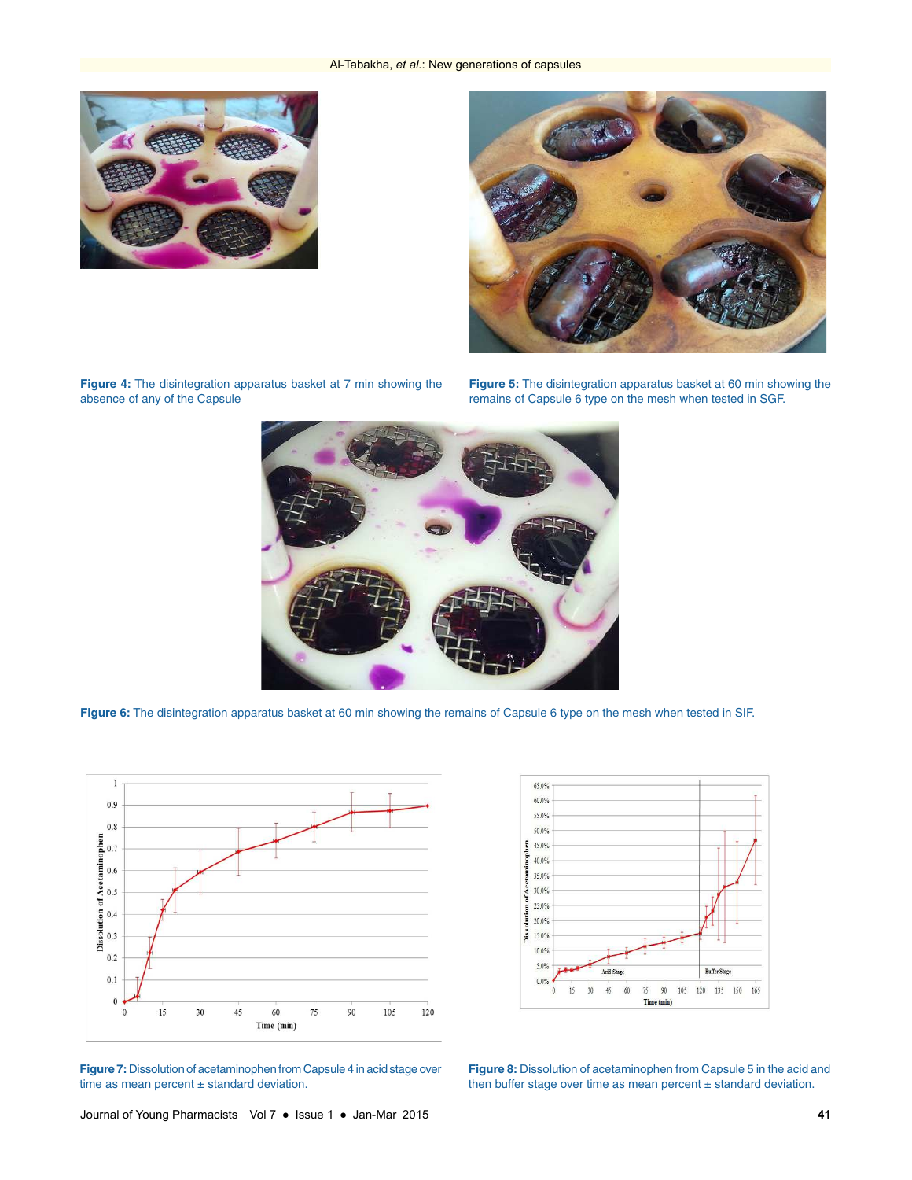Figure 4: The disintegration apparatus basket at 7 min showing the absence of any of the Capsule

Figure 5: The disintegration apparatus basket at 60 min showing the remains of Capsule 6 type on the mesh when tested in SGF.

Figure 6: The disintegration apparatus basket at 60 min showing the remains of Capsule 6 type on the mesh when tested in SIF.

Figure 7: Dissolution of acetaminophen from Capsule 4 in acid stage over time as mean percent ± standard deviation.

Figure 8: Dissolution of acetaminophen from Capsule 5 in the acid and then buffer stage over time as mean percent ± standard deviation.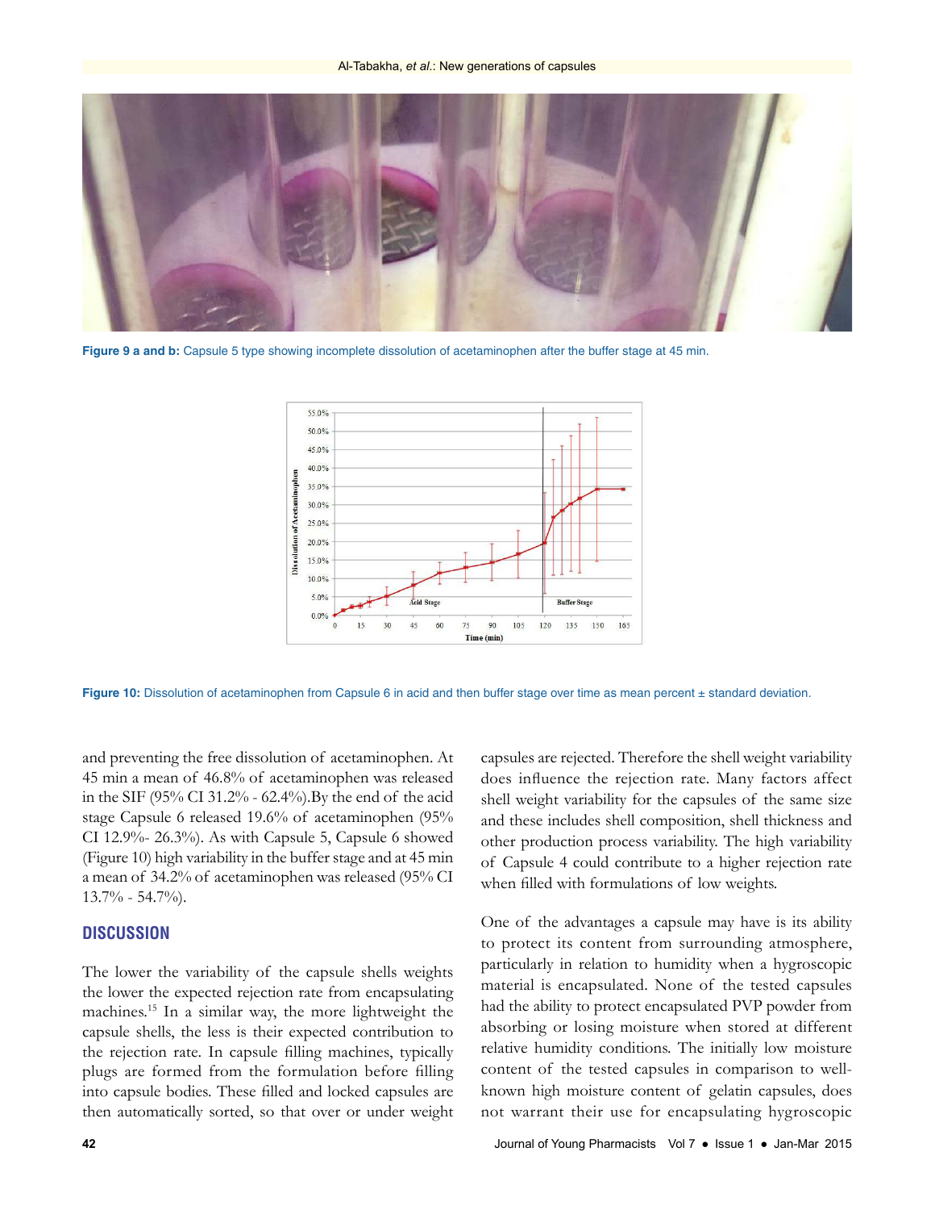Figure 9 a and b: Capsule 5 type showing incomplete dissolution of acetaminophen after the buffer stage at 45 min.

Figure 10: Dissolution of acetaminophen from Capsule 6 in acid and then buffer stage over time as mean percent ± standard deviation.

and preventing the free dissolution of acetaminophen. At 45 min a mean of 46.8% of acetaminophen was released in the SIF (95% CI 31.2% - 62.4%).By the end of the acid stage Capsule 6 released 19.6% of acetaminophen (95% CI 12.9%- 26.3%). As with Capsule 5, Capsule 6 showed (Figure 10) high variability in the buffer stage and at 45 min a mean of 34.2% of acetaminophen was released (95% CI 13.7% - 54.7%).

## DISCUSSION

The lower the variability of the capsule shells weights the lower the expected rejection rate from encapsulating machines.[15] In a similar way, the more lightweight the capsule shells, the less is their expected contribution to the rejection rate. In capsule filling machines, typically plugs are formed from the formulation before filling into capsule bodies. These filled and locked capsules are then automatically sorted, so that over or under weight capsules are rejected. Therefore the shell weight variability does influence the rejection rate. Many factors affect shell weight variability for the capsules of the same size and these includes shell composition, shell thickness and other production process variability. The high variability of Capsule 4 could contribute to a higher rejection rate when filled with formulations of low weights.

One of the advantages a capsule may have is its ability to protect its content from surrounding atmosphere, particularly in relation to humidity when a hygroscopic material is encapsulated. None of the tested capsules had the ability to protect encapsulated PVP powder from absorbing or losing moisture when stored at different relative humidity conditions. The initially low moisture content of the tested capsules in comparison to well-known high moisture content of gelatin capsules, does not warrant their use for encapsulating hygroscopic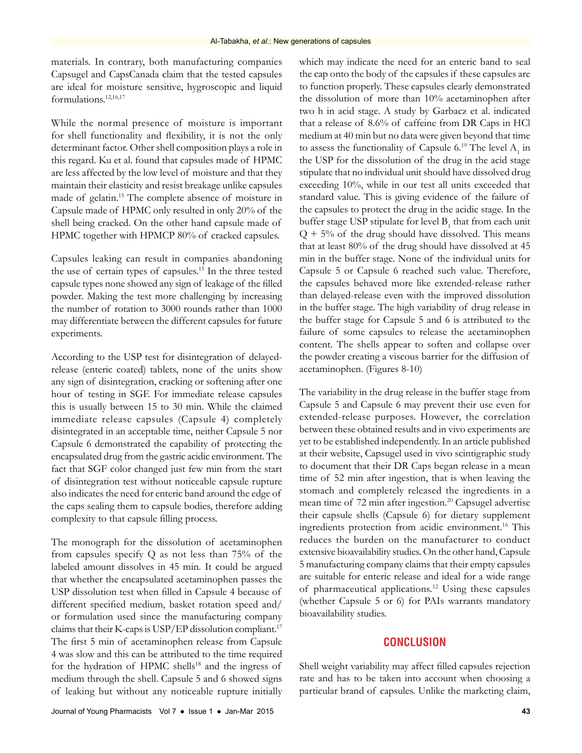materials. In contrary, both manufacturing companies Capsugel and CapsCanada claim that the tested capsules are ideal for moisture sensitive, hygroscopic and liquid formulations.[12,16,17]

While the normal presence of moisture is important for shell functionality and flexibility, it is not the only determinant factor. Other shell composition plays a role in this regard. Ku et al. found that capsules made of HPMC are less affected by the low level of moisture and that they maintain their elasticity and resist breakage unlike capsules made of gelatin.[15] The complete absence of moisture in Capsule made of HPMC only resulted in only 20% of the shell being cracked. On the other hand capsule made of HPMC together with HPMCP 80% of cracked capsules.

Capsules leaking can result in companies abandoning the use of certain types of capsules.[15] In the three tested capsule types none showed any sign of leakage of the filled powder. Making the test more challenging by increasing the number of rotation to 3000 rounds rather than 1000 may differentiate between the different capsules for future experiments.

According to the USP test for disintegration of delayed-release (enteric coated) tablets, none of the units show any sign of disintegration, cracking or softening after one hour of testing in SGF. For immediate release capsules this is usually between 15 to 30 min. While the claimed immediate release capsules (Capsule 4) completely disintegrated in an acceptable time, neither Capsule 5 nor Capsule 6 demonstrated the capability of protecting the encapsulated drug from the gastric acidic environment. The fact that SGF color changed just few min from the start of disintegration test without noticeable capsule rupture also indicates the need for enteric band around the edge of the caps sealing them to capsule bodies, therefore adding complexity to that capsule filling process.

The monograph for the dissolution of acetaminophen from capsules specify Q as not less than 75% of the labeled amount dissolves in 45 min. It could be argued that whether the encapsulated acetaminophen passes the USP dissolution test when filled in Capsule 4 because of different specified medium, basket rotation speed and/or formulation used since the manufacturing company claims that their K-caps is USP/EP dissolution compliant.[17] The first 5 min of acetaminophen release from Capsule 4 was slow and this can be attributed to the time required for the hydration of HPMC shells[18] and the ingress of medium through the shell. Capsule 5 and 6 showed signs of leaking but without any noticeable rupture initially which may indicate the need for an enteric band to seal the cap onto the body of the capsules if these capsules are to function properly. These capsules clearly demonstrated the dissolution of more than 10% acetaminophen after two h in acid stage. A study by Garbacz et al. indicated that a release of 8.6% of caffeine from DR Caps in HCl medium at 40 min but no data were given beyond that time to assess the functionality of Capsule 6.[19] The level $A_1$ in the USP for the dissolution of the drug in the acid stage stipulate that no individual unit should have dissolved drug exceeding 10%, while in our test all units exceeded that standard value. This is giving evidence of the failure of the capsules to protect the drug in the acidic stage. In the buffer stage USP stipulate for level $B_1$ that from each unit Q + 5% of the drug should have dissolved. This means that at least 80% of the drug should have dissolved at 45 min in the buffer stage. None of the individual units for Capsule 5 or Capsule 6 reached such value. Therefore, the capsules behaved more like extended-release rather than delayed-release even with the improved dissolution in the buffer stage. The high variability of drug release in the buffer stage for Capsule 5 and 6 is attributed to the failure of some capsules to release the acetaminophen content. The shells appear to soften and collapse over the powder creating a viscous barrier for the diffusion of acetaminophen. (Figures 8-10)

The variability in the drug release in the buffer stage from Capsule 5 and Capsule 6 may prevent their use even for extended-release purposes. However, the correlation between these obtained results and in vivo experiments are yet to be established independently. In an article published at their website, Capsugel used in vivo scintigraphic study to document that their DR Caps began release in a mean time of 52 min after ingestion, that is when leaving the stomach and completely released the ingredients in a mean time of 72 min after ingestion.[20] Capsugel advertise their capsule shells (Capsule 6) for dietary supplement ingredients protection from acidic environment.[16] This reduces the burden on the manufacturer to conduct extensive bioavailability studies. On the other hand, Capsule 5 manufacturing company claims that their empty capsules are suitable for enteric release and ideal for a wide range of pharmaceutical applications.[12] Using these capsules (whether Capsule 5 or 6) for PAIs warrants mandatory bioavailability studies.

## CONCLUSION

Shell weight variability may affect filled capsules rejection rate and has to be taken into account when choosing a particular brand of capsules. Unlike the marketing claim,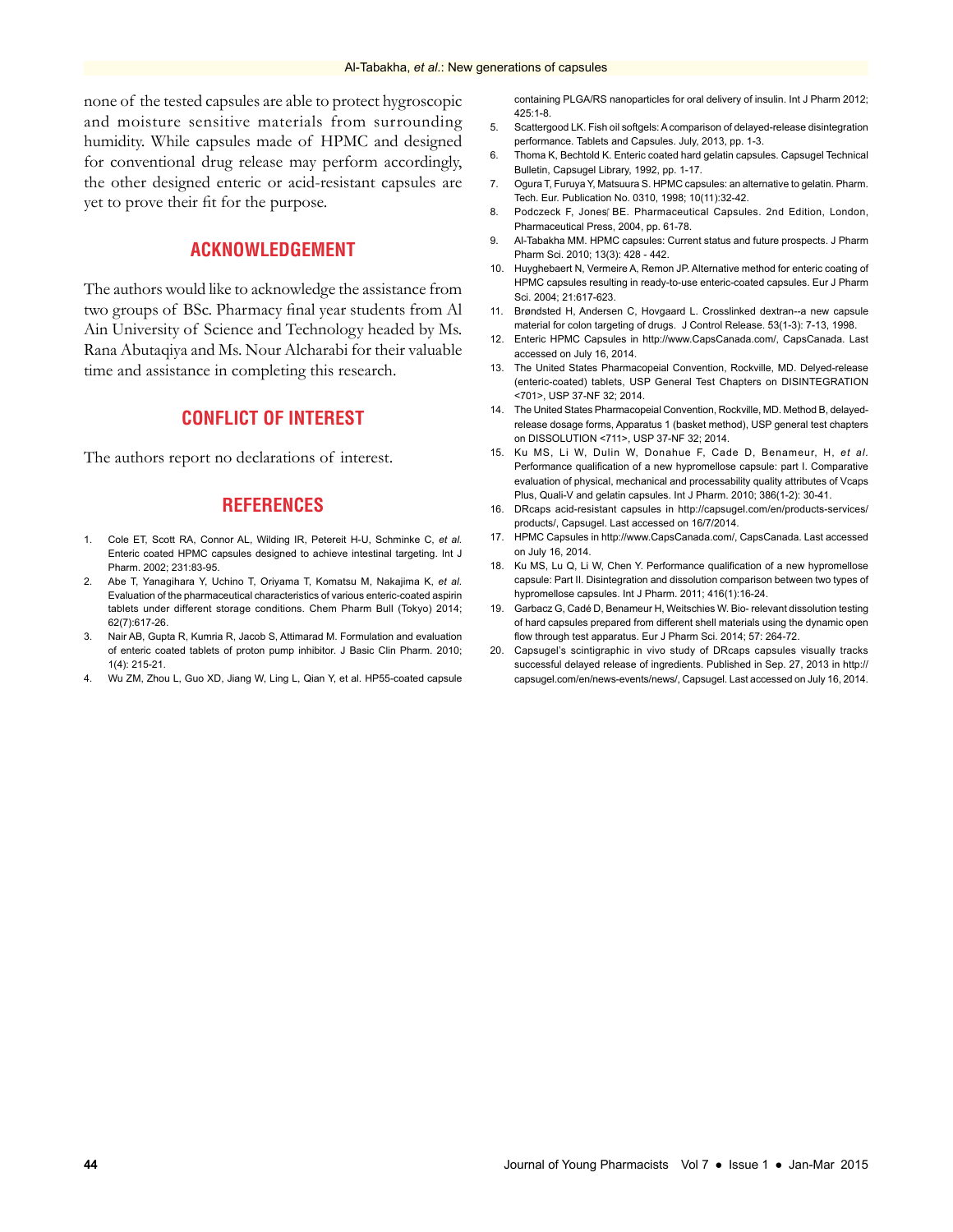none of the tested capsules are able to protect hygroscopic and moisture sensitive materials from surrounding humidity. While capsules made of HPMC and designed for conventional drug release may perform accordingly, the other designed enteric or acid-resistant capsules are yet to prove their fit for the purpose.

## ACKNOWLEDGEMENT

The authors would like to acknowledge the assistance from two groups of BSc. Pharmacy final year students from Al Ain University of Science and Technology headed by Ms. Rana Abutaqiya and Ms. Nour Alcharabi for their valuable time and assistance in completing this research.

## CONFLICT OF INTEREST

The authors report no declarations of interest.

## REFERENCES

1. Cole ET, Scott RA, Connor AL, Wilding IR, Petereit H-U, Schminke C, *et al.* Enteric coated HPMC capsules designed to achieve intestinal targeting. Int J Pharm. 2002; 231:83-95.
2. Abe T, Yanagihara Y, Uchino T, Oriyama T, Komatsu M, Nakajima K, *et al.* Evaluation of the pharmaceutical characteristics of various enteric-coated aspirin tablets under different storage conditions. Chem Pharm Bull (Tokyo) 2014; 62(7):617-26.
3. Nair AB, Gupta R, Kumria R, Jacob S, Attimarad M. Formulation and evaluation of enteric coated tablets of proton pump inhibitor. J Basic Clin Pharm. 2010; 1(4): 215-21.
4. Wu ZM, Zhou L, Guo XD, Jiang W, Ling L, Qian Y, et al. HP55-coated capsule containing PLGA/RS nanoparticles for oral delivery of insulin. Int J Pharm 2012; 425:1-8.
5. Scattergood LK. Fish oil softgels: A comparison of delayed-release disintegration performance. Tablets and Capsules. July, 2013, pp. 1-3.
6. Thoma K, Bechtold K. Enteric coated hard gelatin capsules. Capsugel Technical Bulletin, Capsugel Library, 1992, pp. 1-17.
7. Ogura T, Furuya Y, Matsuura S. HPMC capsules: an alternative to gelatin. Pharm. Tech. Eur. Publication No. 0310, 1998; 10(11):32-42.
8. Podczeck F, Jones BE. Pharmaceutical Capsules. 2nd Edition, London, Pharmaceutical Press, 2004, pp. 61-78.
9. Al-Tabakha MM. HPMC capsules: Current status and future prospects. J Pharm Pharm Sci. 2010; 13(3): 428 - 442.
10. Huyghebaert N, Vermeire A, Remon JP. Alternative method for enteric coating of HPMC capsules resulting in ready-to-use enteric-coated capsules. Eur J Pharm Sci. 2004; 21:617-623.
11. Brøndsted H, Andersen C, Hovgaard L. Crosslinked dextran--a new capsule material for colon targeting of drugs. J Control Release. 53(1-3): 7-13, 1998.
12. Enteric HPMC Capsules in http://www.CapsCanada.com/, CapsCanada. Last accessed on July 16, 2014.
13. The United States Pharmacopeial Convention, Rockville, MD. Delyed-release (enteric-coated) tablets, USP General Test Chapters on DISINTEGRATION <701>, USP 37-NF 32; 2014.
14. The United States Pharmacopeial Convention, Rockville, MD. Method B, delayed-release dosage forms, Apparatus 1 (basket method), USP general test chapters on DISSOLUTION <711>, USP 37-NF 32; 2014.
15. Ku MS, Li W, Dulin W, Donahue F, Cade D, Benameur, H, *et al.* Performance qualification of a new hypromellose capsule: part I. Comparative evaluation of physical, mechanical and processability quality attributes of Vcaps Plus, Quali-V and gelatin capsules. Int J Pharm. 2010; 386(1-2): 30-41.
16. DRcaps acid-resistant capsules in http://capsugel.com/en/products-services/products/, Capsugel. Last accessed on 16/7/2014.
17. HPMC Capsules in http://www.CapsCanada.com/, CapsCanada. Last accessed on July 16, 2014.
18. Ku MS, Lu Q, Li W, Chen Y. Performance qualification of a new hypromellose capsule: Part II. Disintegration and dissolution comparison between two types of hypromellose capsules. Int J Pharm. 2011; 416(1):16-24.
19. Garbacz G, Cadé D, Benameur H, Weitschies W. Bio- relevant dissolution testing of hard capsules prepared from different shell materials using the dynamic open flow through test apparatus. Eur J Pharm Sci. 2014; 57: 264-72.
20. Capsugel's scintigraphic in vivo study of DRcaps capsules visually tracks successful delayed release of ingredients. Published in Sep. 27, 2013 in http://capsugel.com/en/news-events/news/, Capsugel. Last accessed on July 16, 2014.